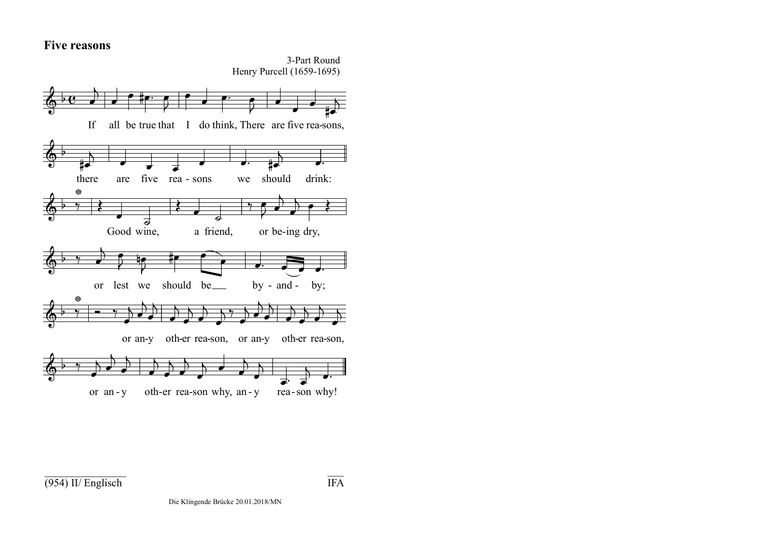# Five reasons

3-Part Round
Henry Purcell (1659-1695)

If all be true that I do think, There are five rea-sons,
there are five rea - sons we should drink:

Good wine, a friend, or be-ing dry,
or lest we should be___ by - and - by;

or an-y oth-er rea-son, or an-y oth-er rea-son,
or an - y oth-er rea-son why, an - y rea - son why!

(954) II/ Englisch

IFA

Die Klingende Brücke 20.01.2018/MN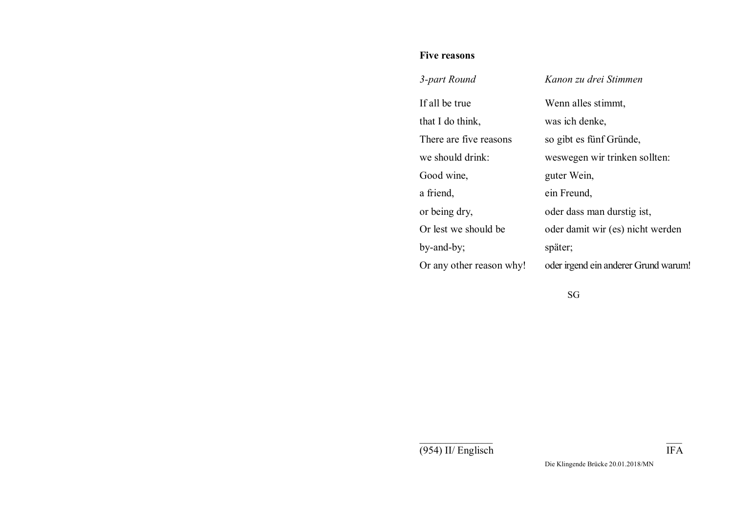**Five reasons**

| | |
|---|---|
| *3-part Round* | *Kanon zu drei Stimmen* |
| If all be true | Wenn alles stimmt, |
| that I do think, | was ich denke, |
| There are five reasons | so gibt es fünf Gründe, |
| we should drink: | weswegen wir trinken sollten: |
| Good wine, | guter Wein, |
| a friend, | ein Freund, |
| or being dry, | oder dass man durstig ist, |
| Or lest we should be | oder damit wir (es) nicht werden |
| by-and-by; | später; |
| Or any other reason why! | oder irgend ein anderer Grund warum! |

SG

(954) II/ Englisch

IFA

Die Klingende Brücke 20.01.2018/MN